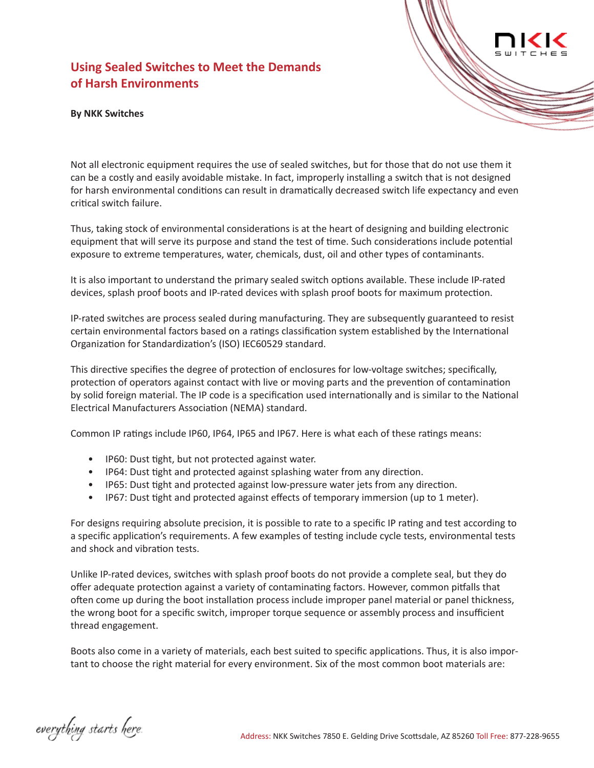# Using Sealed Switches to Meet the Demands of Harsh Environments

**By NKK Switches**

Not all electronic equipment requires the use of sealed switches, but for those that do not use them it can be a costly and easily avoidable mistake. In fact, improperly installing a switch that is not designed for harsh environmental conditions can result in dramatically decreased switch life expectancy and even critical switch failure.

Thus, taking stock of environmental considerations is at the heart of designing and building electronic equipment that will serve its purpose and stand the test of time. Such considerations include potential exposure to extreme temperatures, water, chemicals, dust, oil and other types of contaminants.

It is also important to understand the primary sealed switch options available. These include IP-rated devices, splash proof boots and IP-rated devices with splash proof boots for maximum protection.

IP-rated switches are process sealed during manufacturing. They are subsequently guaranteed to resist certain environmental factors based on a ratings classification system established by the International Organization for Standardization's (ISO) IEC60529 standard.

This directive specifies the degree of protection of enclosures for low-voltage switches; specifically, protection of operators against contact with live or moving parts and the prevention of contamination by solid foreign material. The IP code is a specification used internationally and is similar to the National Electrical Manufacturers Association (NEMA) standard.

Common IP ratings include IP60, IP64, IP65 and IP67. Here is what each of these ratings means:

- IP60: Dust tight, but not protected against water.
- IP64: Dust tight and protected against splashing water from any direction.
- IP65: Dust tight and protected against low-pressure water jets from any direction.
- IP67: Dust tight and protected against effects of temporary immersion (up to 1 meter).

For designs requiring absolute precision, it is possible to rate to a specific IP rating and test according to a specific application's requirements. A few examples of testing include cycle tests, environmental tests and shock and vibration tests.

Unlike IP-rated devices, switches with splash proof boots do not provide a complete seal, but they do offer adequate protection against a variety of contaminating factors. However, common pitfalls that often come up during the boot installation process include improper panel material or panel thickness, the wrong boot for a specific switch, improper torque sequence or assembly process and insufficient thread engagement.

Boots also come in a variety of materials, each best suited to specific applications. Thus, it is also important to choose the right material for every environment. Six of the most common boot materials are: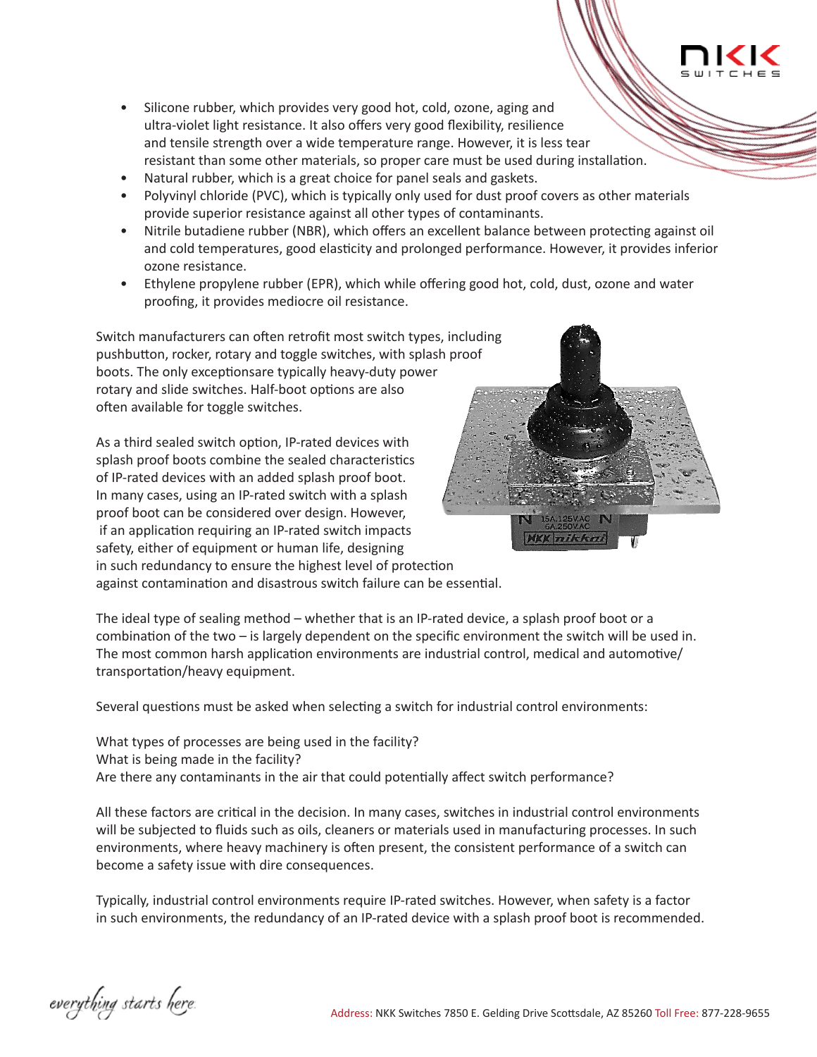- Silicone rubber, which provides very good hot, cold, ozone, aging and ultra-violet light resistance. It also offers very good flexibility, resilience and tensile strength over a wide temperature range. However, it is less tear resistant than some other materials, so proper care must be used during installation.
- Natural rubber, which is a great choice for panel seals and gaskets.
- Polyvinyl chloride (PVC), which is typically only used for dust proof covers as other materials provide superior resistance against all other types of contaminants.
- Nitrile butadiene rubber (NBR), which offers an excellent balance between protecting against oil and cold temperatures, good elasticity and prolonged performance. However, it provides inferior ozone resistance.
- Ethylene propylene rubber (EPR), which while offering good hot, cold, dust, ozone and water proofing, it provides mediocre oil resistance.

Switch manufacturers can often retrofit most switch types, including pushbutton, rocker, rotary and toggle switches, with splash proof boots. The only exceptionsare typically heavy-duty power rotary and slide switches. Half-boot options are also often available for toggle switches.

As a third sealed switch option, IP-rated devices with splash proof boots combine the sealed characteristics of IP-rated devices with an added splash proof boot. In many cases, using an IP-rated switch with a splash proof boot can be considered over design. However, if an application requiring an IP-rated switch impacts safety, either of equipment or human life, designing in such redundancy to ensure the highest level of protection against contamination and disastrous switch failure can be essential.

The ideal type of sealing method – whether that is an IP-rated device, a splash proof boot or a combination of the two – is largely dependent on the specific environment the switch will be used in. The most common harsh application environments are industrial control, medical and automotive/transportation/heavy equipment.

Several questions must be asked when selecting a switch for industrial control environments:

What types of processes are being used in the facility?
What is being made in the facility?
Are there any contaminants in the air that could potentially affect switch performance?

All these factors are critical in the decision. In many cases, switches in industrial control environments will be subjected to fluids such as oils, cleaners or materials used in manufacturing processes. In such environments, where heavy machinery is often present, the consistent performance of a switch can become a safety issue with dire consequences.

Typically, industrial control environments require IP-rated switches. However, when safety is a factor in such environments, the redundancy of an IP-rated device with a splash proof boot is recommended.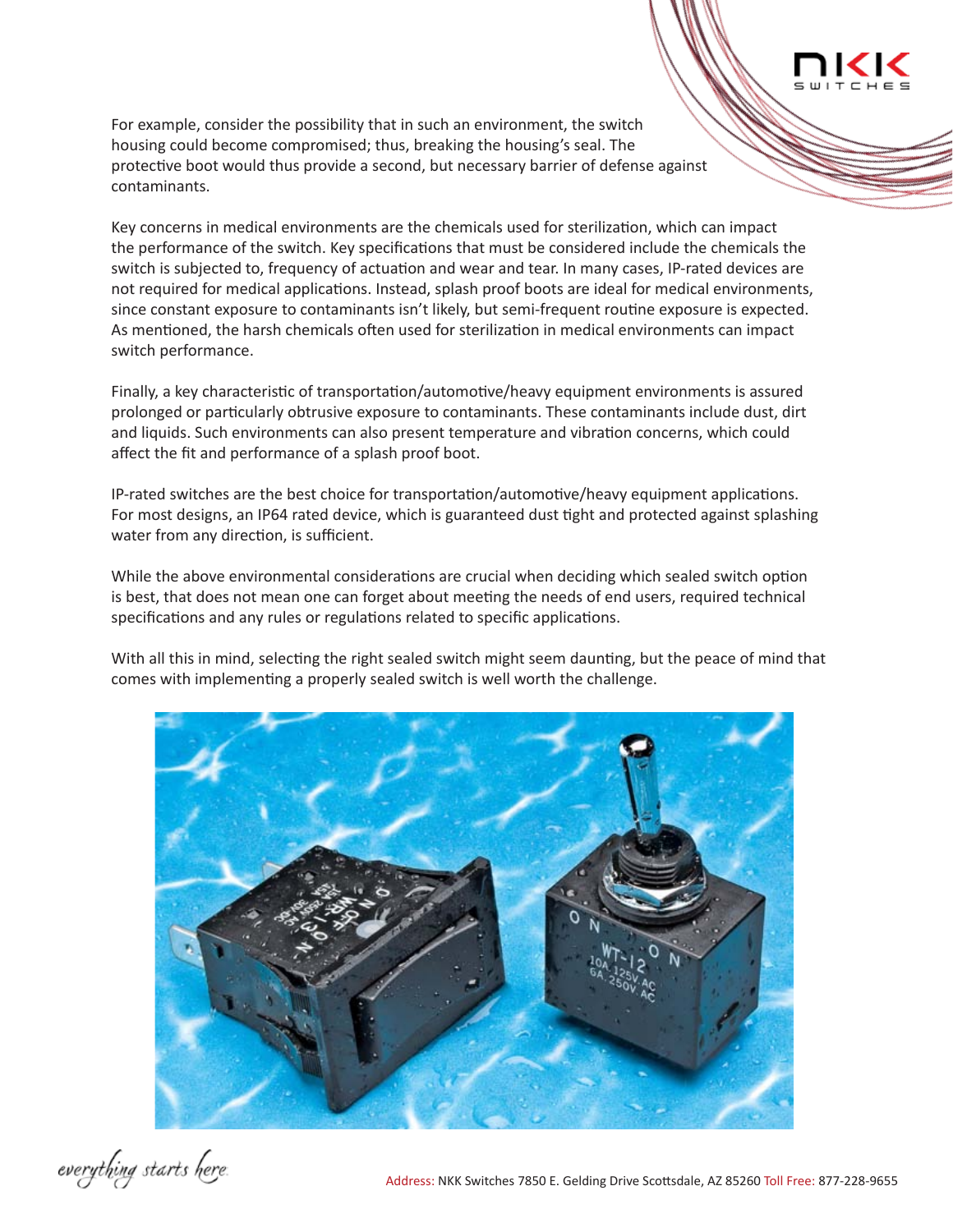For example, consider the possibility that in such an environment, the switch housing could become compromised; thus, breaking the housing's seal. The protective boot would thus provide a second, but necessary barrier of defense against contaminants.

Key concerns in medical environments are the chemicals used for sterilization, which can impact the performance of the switch. Key specifications that must be considered include the chemicals the switch is subjected to, frequency of actuation and wear and tear. In many cases, IP-rated devices are not required for medical applications. Instead, splash proof boots are ideal for medical environments, since constant exposure to contaminants isn't likely, but semi-frequent routine exposure is expected. As mentioned, the harsh chemicals often used for sterilization in medical environments can impact switch performance.

Finally, a key characteristic of transportation/automotive/heavy equipment environments is assured prolonged or particularly obtrusive exposure to contaminants. These contaminants include dust, dirt and liquids. Such environments can also present temperature and vibration concerns, which could affect the fit and performance of a splash proof boot.

IP-rated switches are the best choice for transportation/automotive/heavy equipment applications. For most designs, an IP64 rated device, which is guaranteed dust tight and protected against splashing water from any direction, is sufficient.

While the above environmental considerations are crucial when deciding which sealed switch option is best, that does not mean one can forget about meeting the needs of end users, required technical specifications and any rules or regulations related to specific applications.

With all this in mind, selecting the right sealed switch might seem daunting, but the peace of mind that comes with implementing a properly sealed switch is well worth the challenge.